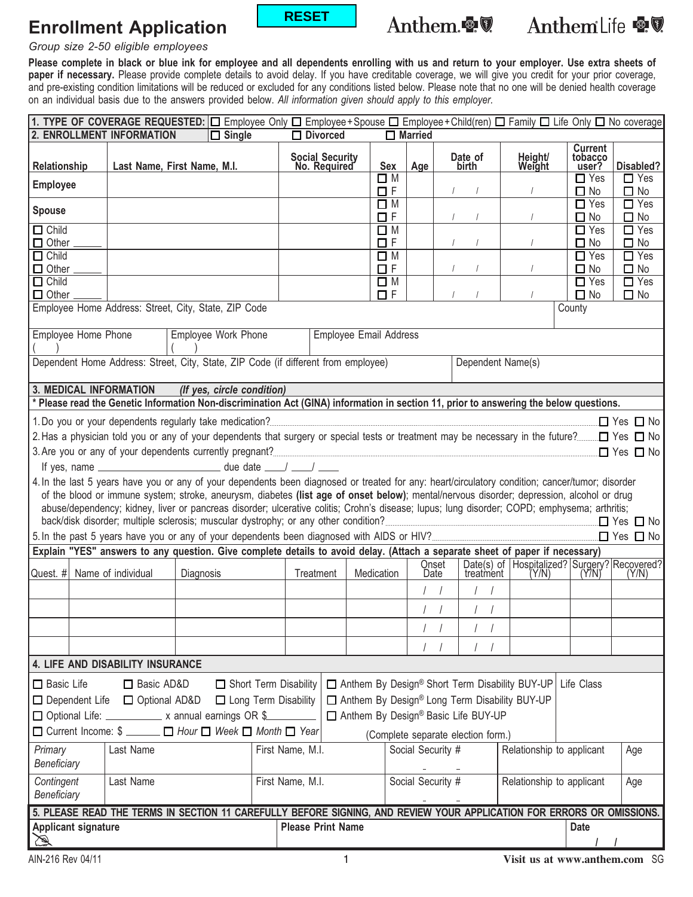# Enrollment Application

RESET

Anthem. Anthem Life

*Group size 2-50 eligible employees*

**Please complete in black or blue ink for employee and all dependents enrolling with us and return to your employer. Use extra sheets of paper if necessary.** Please provide complete details to avoid delay. If you have creditable coverage, we will give you credit for your prior coverage, and pre-existing condition limitations will be reduced or excluded for any conditions listed below. Please note that no one will be denied health coverage on an individual basis due to the answers provided below. *All information given should apply to this employer.*

**1. TYPE OF COVERAGE REQUESTED:** ☐ Employee Only ☐ Employee+Spouse ☐ Employee+Child(ren) ☐ Family ☐ Life Only ☐ No coverage

**2. ENROLLMENT INFORMATION** ☐ **Single** ☐ **Divorced** ☐ **Married**

| Relationship | Last Name, First Name, M.I. | Social Security No. Required | Sex | Age | Date of birth | Height/ Weight | Current tobacco user? | Disabled? |
|---|---|---|---|---|---|---|---|---|
| Employee | | | ☐ M ☐ F | | / / | / | ☐ Yes ☐ No | ☐ Yes ☐ No |
| Spouse | | | ☐ M ☐ F | | / / | / | ☐ Yes ☐ No | ☐ Yes ☐ No |
| ☐ Child ☐ Other ____ | | | ☐ M ☐ F | | / / | / | ☐ Yes ☐ No | ☐ Yes ☐ No |
| ☐ Child ☐ Other ____ | | | ☐ M ☐ F | | / / | / | ☐ Yes ☐ No | ☐ Yes ☐ No |
| ☐ Child ☐ Other ____ | | | ☐ M ☐ F | | / / | / | ☐ Yes ☐ No | ☐ Yes ☐ No |

Employee Home Address: Street, City, State, ZIP Code | County

Employee Home Phone ( ) | Employee Work Phone ( ) | Employee Email Address

Dependent Home Address: Street, City, State, ZIP Code (if different from employee) | Dependent Name(s)

**3. MEDICAL INFORMATION** ***(If yes, circle condition)***

**\* Please read the Genetic Information Non-discrimination Act (GINA) information in section 11, prior to answering the below questions.**

1. Do you or your dependents regularly take medication? ☐ Yes ☐ No
2. Has a physician told you or any of your dependents that surgery or special tests or treatment may be necessary in the future? ☐ Yes ☐ No
3. Are you or any of your dependents currently pregnant? ☐ Yes ☐ No

   If yes, name ____________ due date ___/___/___
4. In the last 5 years have you or any of your dependents been diagnosed or treated for any: heart/circulatory condition; cancer/tumor; disorder of the blood or immune system; stroke, aneurysm, diabetes **(list age of onset below)**; mental/nervous disorder, depression, alcohol or drug abuse/dependency; kidney, liver or pancreas disorder; ulcerative colitis; Crohn's disease; lupus; lung disorder; COPD; emphysema; arthritis; back/disk disorder; multiple sclerosis; muscular dystrophy; or any other condition? ☐ Yes ☐ No
5. In the past 5 years have you or any of your dependents been diagnosed with AIDS or HIV? ☐ Yes ☐ No

**Explain "YES" answers to any question. Give complete details to avoid delay. (Attach a separate sheet of paper if necessary)**

| Quest. # | Name of individual | Diagnosis | Treatment | Medication | Onset Date | Date(s) of treatment | Hospitalized? (Y/N) | Surgery? (Y/N) | Recovered? (Y/N) |
|---|---|---|---|---|---|---|---|---|---|
| | | | | | / / | / / | | | |
| | | | | | / / | / / | | | |
| | | | | | / / | / / | | | |
| | | | | | / / | / / | | | |

**4. LIFE AND DISABILITY INSURANCE**

☐ Basic Life ☐ Basic AD&D ☐ Short Term Disability | ☐ Anthem By Design® Short Term Disability BUY-UP | Life Class

☐ Dependent Life ☐ Optional AD&D ☐ Long Term Disability | ☐ Anthem By Design® Long Term Disability BUY-UP

☐ Optional Life: ________ x annual earnings OR $________ | ☐ Anthem By Design® Basic Life BUY-UP

☐ Current Income: $ ______ ☐ *Hour* ☐ *Week* ☐ *Month* ☐ *Year* | (Complete separate election form.)

| | Last Name | First Name, M.I. | Social Security # | Relationship to applicant | Age |
|---|---|---|---|---|---|
| *Primary Beneficiary* | | | - - | | |
| *Contingent Beneficiary* | | | - - | | |

**5. PLEASE READ THE TERMS IN SECTION 11 CAREFULLY BEFORE SIGNING, AND REVIEW YOUR APPLICATION FOR ERRORS OR OMISSIONS.**

| Applicant signature | Please Print Name | Date |
|---|---|---|
| | | / / |

AIN-216 Rev 04/11

Visit us at www.anthem.com SG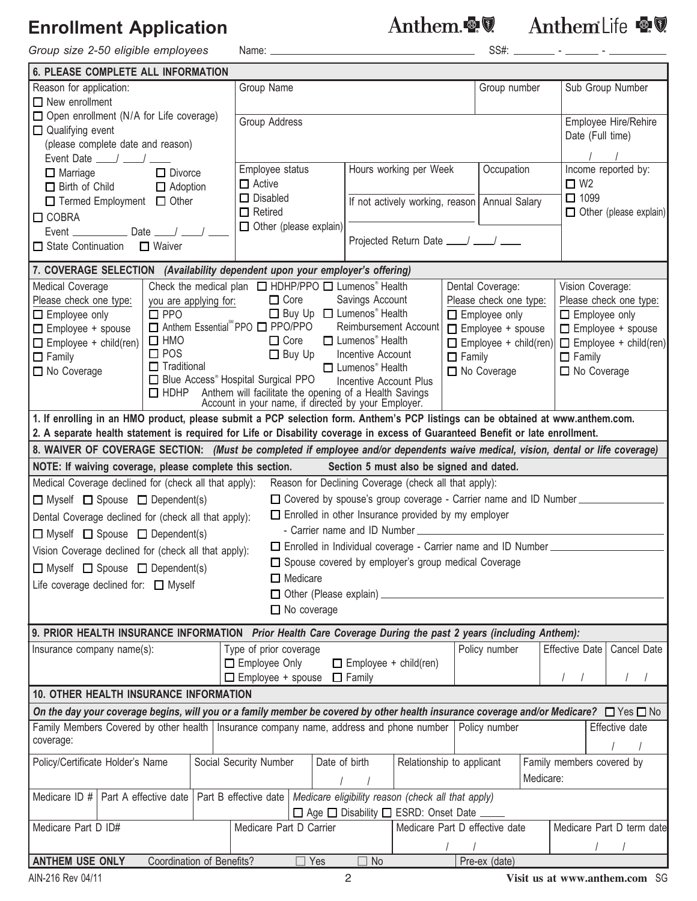# Enrollment Application

Anthem. Anthem Life

*Group size 2-50 eligible employees* Name: _______________ SS#: ______ - _____ - ________

## 6. PLEASE COMPLETE ALL INFORMATION

| Reason for application: | Group Name | | | Group number | Sub Group Number |
|---|---|---|---|---|---|
| ☐ New enrollment<br>☐ Open enrollment (N/A for Life coverage)<br>☐ Qualifying event (please complete date and reason)<br>Event Date ___/ ___/ ___<br>☐ Marriage ☐ Divorce<br>☐ Birth of Child ☐ Adoption<br>☐ Termed Employment ☐ Other<br>☐ COBRA<br>Event ________ Date ___/ ___/ ___<br>☐ State Continuation ☐ Waiver | Group Address | | | | Employee Hire/Rehire Date (Full time)<br>/ / |
| | Employee status<br>☐ Active<br>☐ Disabled<br>☐ Retired<br>☐ Other (please explain) | Hours working per Week<br><br>If not actively working, reason<br><br>Projected Return Date ___/ ___/ ___ | | Occupation<br><br>Annual Salary | Income reported by:<br>☐ W2<br>☐ 1099<br>☐ Other (please explain) |

## 7. COVERAGE SELECTION *(Availability dependent upon your employer's offering)*

| Medical Coverage | Check the medical plan you are applying for: | | Dental Coverage: | Vision Coverage: |
|---|---|---|---|---|
| Please check one type:<br>☐ Employee only<br>☐ Employee + spouse<br>☐ Employee + child(ren)<br>☐ Family<br>☐ No Coverage | ☐ PPO<br>☐ Anthem Essential℠ PPO<br>☐ HMO<br>☐ POS<br>☐ Traditional<br>☐ Blue Access® Hospital Surgical PPO<br>☐ HDHP Anthem will facilitate the opening of a Health Savings Account in your name, if directed by your Employer. | ☐ HDHP/PPO ☐ Lumenos® Health Savings Account<br>☐ Core<br>☐ Buy Up ☐ Lumenos® Health Reimbursement Account<br>☐ PPO/PPO<br>☐ Core ☐ Lumenos® Health Incentive Account<br>☐ Buy Up<br>☐ Lumenos® Health Incentive Account Plus | Please check one type:<br>☐ Employee only<br>☐ Employee + spouse<br>☐ Employee + child(ren)<br>☐ Family<br>☐ No Coverage | Please check one type:<br>☐ Employee only<br>☐ Employee + spouse<br>☐ Employee + child(ren)<br>☐ Family<br>☐ No Coverage |

**1. If enrolling in an HMO product, please submit a PCP selection form. Anthem's PCP listings can be obtained at www.anthem.com.**
**2. A separate health statement is required for Life or Disability coverage in excess of Guaranteed Benefit or late enrollment.**

## 8. WAIVER OF COVERAGE SECTION: *(Must be completed if employee and/or dependents waive medical, vision, dental or life coverage)*

**NOTE: If waiving coverage, please complete this section. Section 5 must also be signed and dated.**

| Coverage declined | Reason for Declining Coverage (check all that apply): |
|---|---|
| Medical Coverage declined for (check all that apply):<br>☐ Myself ☐ Spouse ☐ Dependent(s)<br>Dental Coverage declined for (check all that apply):<br>☐ Myself ☐ Spouse ☐ Dependent(s)<br>Vision Coverage declined for (check all that apply):<br>☐ Myself ☐ Spouse ☐ Dependent(s)<br>Life coverage declined for: ☐ Myself | ☐ Covered by spouse's group coverage - Carrier name and ID Number ________<br>☐ Enrolled in other Insurance provided by my employer - Carrier name and ID Number ________<br>☐ Enrolled in Individual coverage - Carrier name and ID Number ________<br>☐ Spouse covered by employer's group medical Coverage<br>☐ Medicare<br>☐ Other (Please explain) ________<br>☐ No coverage |

## 9. PRIOR HEALTH INSURANCE INFORMATION *Prior Health Care Coverage During the past 2 years (including Anthem):*

| Insurance company name(s): | Type of prior coverage | Policy number | Effective Date | Cancel Date |
|---|---|---|---|---|
| | ☐ Employee Only ☐ Employee + child(ren)<br>☐ Employee + spouse ☐ Family | | / / | / / |

## 10. OTHER HEALTH INSURANCE INFORMATION

***On the day your coverage begins, will you or a family member be covered by other health insurance coverage and/or Medicare?*** ☐ Yes ☐ No

| Family Members Covered by other health coverage: | Insurance company name, address and phone number | Policy number | Effective date |
|---|---|---|---|
| | | | / / |

| Policy/Certificate Holder's Name | Social Security Number | Date of birth | Relationship to applicant | Family members covered by Medicare: |
|---|---|---|---|---|
| | | / / | | |

| Medicare ID # | Part A effective date | Part B effective date | *Medicare eligibility reason (check all that apply)* |
|---|---|---|---|
| | | | ☐ Age ☐ Disability ☐ ESRD: Onset Date ____ |

| Medicare Part D ID# | Medicare Part D Carrier | Medicare Part D effective date | Medicare Part D term date |
|---|---|---|---|
| | | / / | / / |

**ANTHEM USE ONLY** Coordination of Benefits? ☐ Yes ☐ No Pre-ex (date)

AIN-216 Rev 04/11 **Visit us at www.anthem.com** SG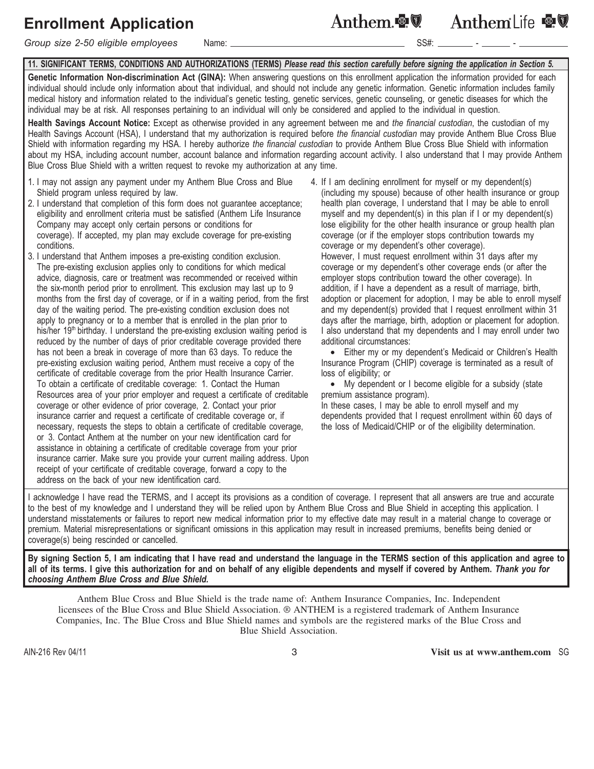# Enrollment Application

Anthem. Anthem Life

*Group size 2-50 eligible employees* Name: ______________________ SS#: _______ - ______ - _________

**11. SIGNIFICANT TERMS, CONDITIONS AND AUTHORIZATIONS (TERMS)** ***Please read this section carefully before signing the application in Section 5.***

**Genetic Information Non-discrimination Act (GINA):** When answering questions on this enrollment application the information provided for each individual should include only information about that individual, and should not include any genetic information. Genetic information includes family medical history and information related to the individual's genetic testing, genetic services, genetic counseling, or genetic diseases for which the individual may be at risk. All responses pertaining to an individual will only be considered and applied to the individual in question.

**Health Savings Account Notice:** Except as otherwise provided in any agreement between me and *the financial custodian*, the custodian of my Health Savings Account (HSA), I understand that my authorization is required before *the financial custodian* may provide Anthem Blue Cross Blue Shield with information regarding my HSA. I hereby authorize *the financial custodian* to provide Anthem Blue Cross Blue Shield with information about my HSA, including account number, account balance and information regarding account activity. I also understand that I may provide Anthem Blue Cross Blue Shield with a written request to revoke my authorization at any time.

1. I may not assign any payment under my Anthem Blue Cross and Blue Shield program unless required by law.
2. I understand that completion of this form does not guarantee acceptance; eligibility and enrollment criteria must be satisfied (Anthem Life Insurance Company may accept only certain persons or conditions for coverage). If accepted, my plan may exclude coverage for pre-existing conditions.
3. I understand that Anthem imposes a pre-existing condition exclusion. The pre-existing exclusion applies only to conditions for which medical advice, diagnosis, care or treatment was recommended or received within the six-month period prior to enrollment. This exclusion may last up to 9 months from the first day of coverage, or if in a waiting period, from the first day of the waiting period. The pre-existing condition exclusion does not apply to pregnancy or to a member that is enrolled in the plan prior to his/her 19th birthday. I understand the pre-existing exclusion waiting period is reduced by the number of days of prior creditable coverage provided there has not been a break in coverage of more than 63 days. To reduce the pre-existing exclusion waiting period, Anthem must receive a copy of the certificate of creditable coverage from the prior Health Insurance Carrier. To obtain a certificate of creditable coverage: 1. Contact the Human Resources area of your prior employer and request a certificate of creditable coverage or other evidence of prior coverage, 2. Contact your prior insurance carrier and request a certificate of creditable coverage or, if necessary, requests the steps to obtain a certificate of creditable coverage, or 3. Contact Anthem at the number on your new identification card for assistance in obtaining a certificate of creditable coverage from your prior insurance carrier. Make sure you provide your current mailing address. Upon receipt of your certificate of creditable coverage, forward a copy to the address on the back of your new identification card.
4. If I am declining enrollment for myself or my dependent(s) (including my spouse) because of other health insurance or group health plan coverage, I understand that I may be able to enroll myself and my dependent(s) in this plan if I or my dependent(s) lose eligibility for the other health insurance or group health plan coverage (or if the employer stops contribution towards my coverage or my dependent's other coverage).
   However, I must request enrollment within 31 days after my coverage or my dependent's other coverage ends (or after the employer stops contribution toward the other coverage). In addition, if I have a dependent as a result of marriage, birth, adoption or placement for adoption, I may be able to enroll myself and my dependent(s) provided that I request enrollment within 31 days after the marriage, birth, adoption or placement for adoption. I also understand that my dependents and I may enroll under two additional circumstances:
   - Either my or my dependent's Medicaid or Children's Health Insurance Program (CHIP) coverage is terminated as a result of loss of eligibility; or
   - My dependent or I become eligible for a subsidy (state premium assistance program).

   In these cases, I may be able to enroll myself and my dependents provided that I request enrollment within 60 days of the loss of Medicaid/CHIP or of the eligibility determination.

I acknowledge I have read the TERMS, and I accept its provisions as a condition of coverage. I represent that all answers are true and accurate to the best of my knowledge and I understand they will be relied upon by Anthem Blue Cross and Blue Shield in accepting this application. I understand misstatements or failures to report new medical information prior to my effective date may result in a material change to coverage or premium. Material misrepresentations or significant omissions in this application may result in increased premiums, benefits being denied or coverage(s) being rescinded or cancelled.

**By signing Section 5, I am indicating that I have read and understand the language in the TERMS section of this application and agree to all of its terms. I give this authorization for and on behalf of any eligible dependents and myself if covered by Anthem. *Thank you for choosing Anthem Blue Cross and Blue Shield.***

Anthem Blue Cross and Blue Shield is the trade name of: Anthem Insurance Companies, Inc. Independent licensees of the Blue Cross and Blue Shield Association. ® ANTHEM is a registered trademark of Anthem Insurance Companies, Inc. The Blue Cross and Blue Shield names and symbols are the registered marks of the Blue Cross and Blue Shield Association.

AIN-216 Rev 04/11 **Visit us at www.anthem.com** SG